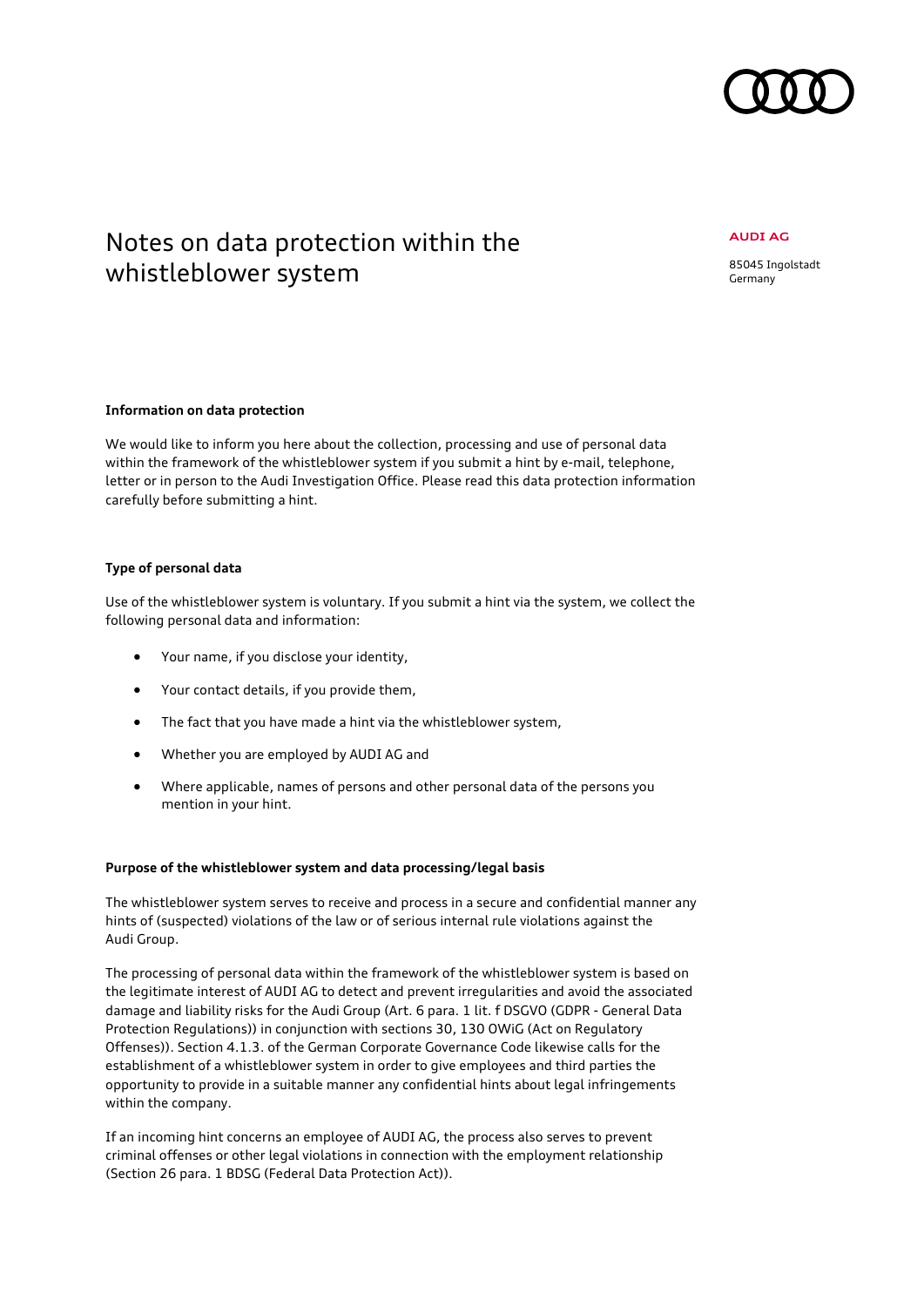# Notes on data protection within the whistleblower system

**AUDI AG**

85045 Ingolstadt
Germany

**Information on data protection**

We would like to inform you here about the collection, processing and use of personal data within the framework of the whistleblower system if you submit a hint by e-mail, telephone, letter or in person to the Audi Investigation Office. Please read this data protection information carefully before submitting a hint.

**Type of personal data**

Use of the whistleblower system is voluntary. If you submit a hint via the system, we collect the following personal data and information:

- Your name, if you disclose your identity,
- Your contact details, if you provide them,
- The fact that you have made a hint via the whistleblower system,
- Whether you are employed by AUDI AG and
- Where applicable, names of persons and other personal data of the persons you mention in your hint.

**Purpose of the whistleblower system and data processing/legal basis**

The whistleblower system serves to receive and process in a secure and confidential manner any hints of (suspected) violations of the law or of serious internal rule violations against the Audi Group.

The processing of personal data within the framework of the whistleblower system is based on the legitimate interest of AUDI AG to detect and prevent irregularities and avoid the associated damage and liability risks for the Audi Group (Art. 6 para. 1 lit. f DSGVO (GDPR - General Data Protection Regulations)) in conjunction with sections 30, 130 OWiG (Act on Regulatory Offenses)). Section 4.1.3. of the German Corporate Governance Code likewise calls for the establishment of a whistleblower system in order to give employees and third parties the opportunity to provide in a suitable manner any confidential hints about legal infringements within the company.

If an incoming hint concerns an employee of AUDI AG, the process also serves to prevent criminal offenses or other legal violations in connection with the employment relationship (Section 26 para. 1 BDSG (Federal Data Protection Act)).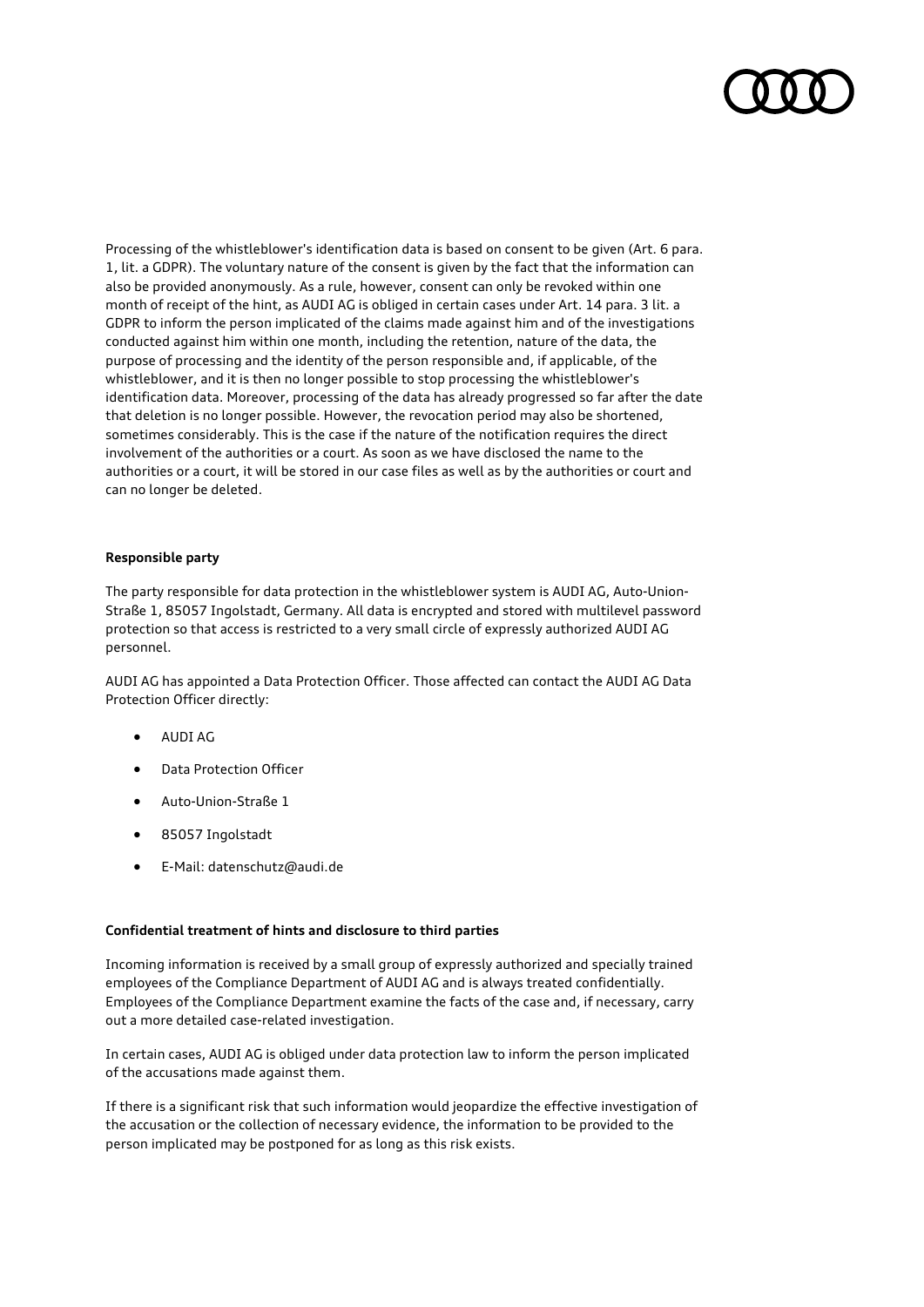Processing of the whistleblower's identification data is based on consent to be given (Art. 6 para. 1, lit. a GDPR). The voluntary nature of the consent is given by the fact that the information can also be provided anonymously. As a rule, however, consent can only be revoked within one month of receipt of the hint, as AUDI AG is obliged in certain cases under Art. 14 para. 3 lit. a GDPR to inform the person implicated of the claims made against him and of the investigations conducted against him within one month, including the retention, nature of the data, the purpose of processing and the identity of the person responsible and, if applicable, of the whistleblower, and it is then no longer possible to stop processing the whistleblower's identification data. Moreover, processing of the data has already progressed so far after the date that deletion is no longer possible. However, the revocation period may also be shortened, sometimes considerably. This is the case if the nature of the notification requires the direct involvement of the authorities or a court. As soon as we have disclosed the name to the authorities or a court, it will be stored in our case files as well as by the authorities or court and can no longer be deleted.

**Responsible party**

The party responsible for data protection in the whistleblower system is AUDI AG, Auto-Union-Straße 1, 85057 Ingolstadt, Germany. All data is encrypted and stored with multilevel password protection so that access is restricted to a very small circle of expressly authorized AUDI AG personnel.

AUDI AG has appointed a Data Protection Officer. Those affected can contact the AUDI AG Data Protection Officer directly:

- AUDI AG
- Data Protection Officer
- Auto-Union-Straße 1
- 85057 Ingolstadt
- E-Mail: datenschutz@audi.de

**Confidential treatment of hints and disclosure to third parties**

Incoming information is received by a small group of expressly authorized and specially trained employees of the Compliance Department of AUDI AG and is always treated confidentially. Employees of the Compliance Department examine the facts of the case and, if necessary, carry out a more detailed case-related investigation.

In certain cases, AUDI AG is obliged under data protection law to inform the person implicated of the accusations made against them.

If there is a significant risk that such information would jeopardize the effective investigation of the accusation or the collection of necessary evidence, the information to be provided to the person implicated may be postponed for as long as this risk exists.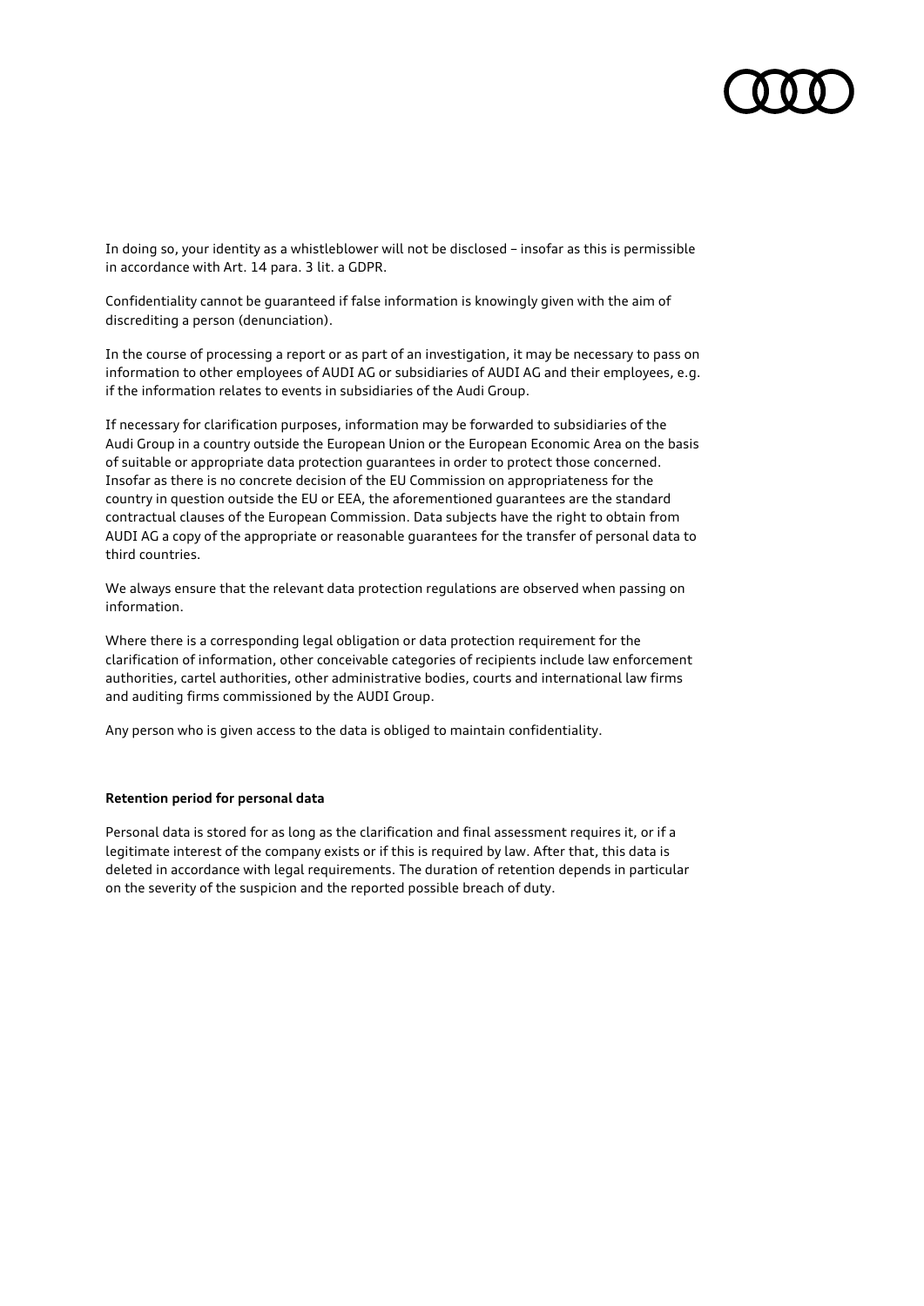In doing so, your identity as a whistleblower will not be disclosed – insofar as this is permissible in accordance with Art. 14 para. 3 lit. a GDPR.

Confidentiality cannot be guaranteed if false information is knowingly given with the aim of discrediting a person (denunciation).

In the course of processing a report or as part of an investigation, it may be necessary to pass on information to other employees of AUDI AG or subsidiaries of AUDI AG and their employees, e.g. if the information relates to events in subsidiaries of the Audi Group.

If necessary for clarification purposes, information may be forwarded to subsidiaries of the Audi Group in a country outside the European Union or the European Economic Area on the basis of suitable or appropriate data protection guarantees in order to protect those concerned. Insofar as there is no concrete decision of the EU Commission on appropriateness for the country in question outside the EU or EEA, the aforementioned guarantees are the standard contractual clauses of the European Commission. Data subjects have the right to obtain from AUDI AG a copy of the appropriate or reasonable guarantees for the transfer of personal data to third countries.

We always ensure that the relevant data protection regulations are observed when passing on information.

Where there is a corresponding legal obligation or data protection requirement for the clarification of information, other conceivable categories of recipients include law enforcement authorities, cartel authorities, other administrative bodies, courts and international law firms and auditing firms commissioned by the AUDI Group.

Any person who is given access to the data is obliged to maintain confidentiality.

**Retention period for personal data**

Personal data is stored for as long as the clarification and final assessment requires it, or if a legitimate interest of the company exists or if this is required by law. After that, this data is deleted in accordance with legal requirements. The duration of retention depends in particular on the severity of the suspicion and the reported possible breach of duty.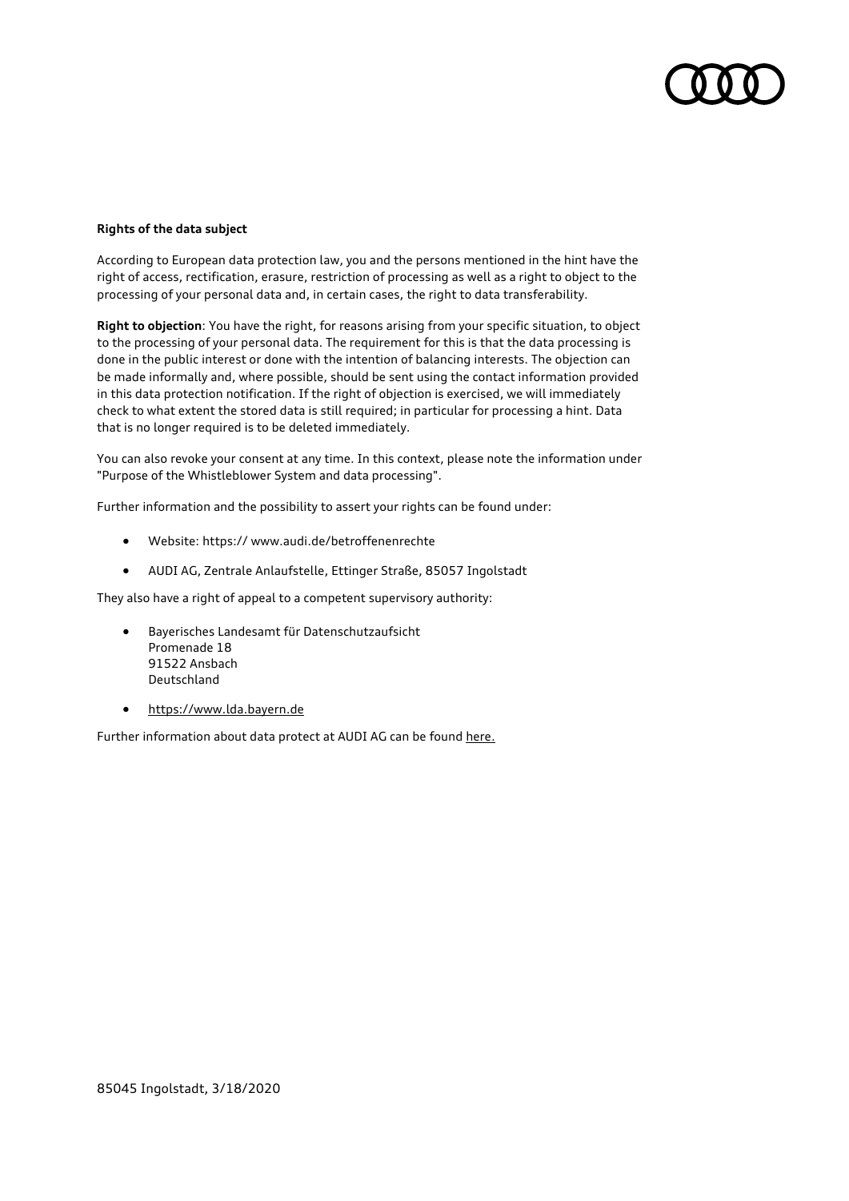**Rights of the data subject**

According to European data protection law, you and the persons mentioned in the hint have the right of access, rectification, erasure, restriction of processing as well as a right to object to the processing of your personal data and, in certain cases, the right to data transferability.

**Right to objection**: You have the right, for reasons arising from your specific situation, to object to the processing of your personal data. The requirement for this is that the data processing is done in the public interest or done with the intention of balancing interests. The objection can be made informally and, where possible, should be sent using the contact information provided in this data protection notification. If the right of objection is exercised, we will immediately check to what extent the stored data is still required; in particular for processing a hint. Data that is no longer required is to be deleted immediately.

You can also revoke your consent at any time. In this context, please note the information under "Purpose of the Whistleblower System and data processing".

Further information and the possibility to assert your rights can be found under:

- Website: https:// www.audi.de/betroffenenrechte
- AUDI AG, Zentrale Anlaufstelle, Ettinger Straße, 85057 Ingolstadt

They also have a right of appeal to a competent supervisory authority:

- Bayerisches Landesamt für Datenschutzaufsicht
  Promenade 18
  91522 Ansbach
  Deutschland
- https://www.lda.bayern.de

Further information about data protect at AUDI AG can be found here.

85045 Ingolstadt, 3/18/2020